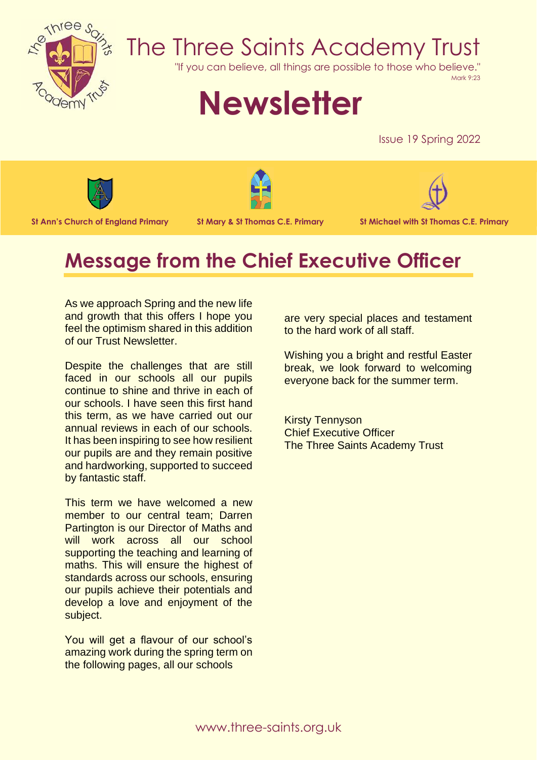# The Three Saints Academy Trust

"If you can believe, all things are possible to those who believe."
Mark 9:23

# Newsletter

Issue 19 Spring 2022

St Ann's Church of England Primary | St Mary & St Thomas C.E. Primary | St Michael with St Thomas C.E. Primary

## Message from the Chief Executive Officer

As we approach Spring and the new life and growth that this offers I hope you feel the optimism shared in this addition of our Trust Newsletter.

Despite the challenges that are still faced in our schools all our pupils continue to shine and thrive in each of our schools. I have seen this first hand this term, as we have carried out our annual reviews in each of our schools. It has been inspiring to see how resilient our pupils are and they remain positive and hardworking, supported to succeed by fantastic staff.

This term we have welcomed a new member to our central team; Darren Partington is our Director of Maths and will work across all our school supporting the teaching and learning of maths. This will ensure the highest of standards across our schools, ensuring our pupils achieve their potentials and develop a love and enjoyment of the subject.

You will get a flavour of our school's amazing work during the spring term on the following pages, all our schools are very special places and testament to the hard work of all staff.

Wishing you a bright and restful Easter break, we look forward to welcoming everyone back for the summer term.

Kirsty Tennyson
Chief Executive Officer
The Three Saints Academy Trust

www.three-saints.org.uk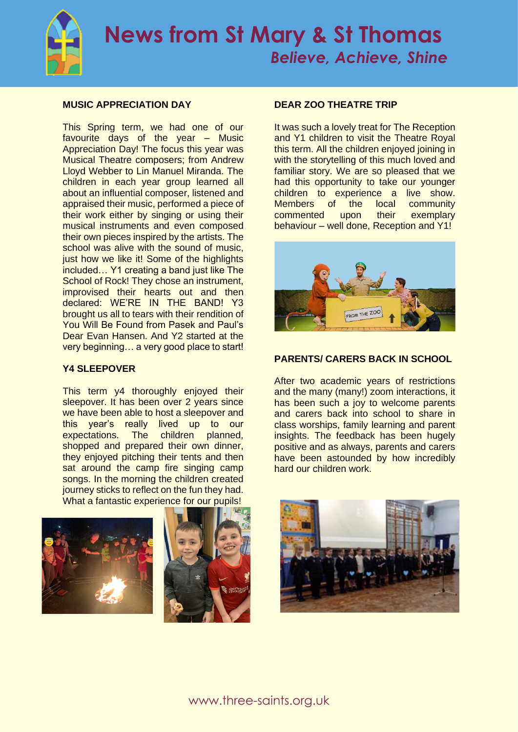# News from St Mary & St Thomas

*Believe, Achieve, Shine*

## MUSIC APPRECIATION DAY

This Spring term, we had one of our favourite days of the year – Music Appreciation Day! The focus this year was Musical Theatre composers; from Andrew Lloyd Webber to Lin Manuel Miranda. The children in each year group learned all about an influential composer, listened and appraised their music, performed a piece of their work either by singing or using their musical instruments and even composed their own pieces inspired by the artists. The school was alive with the sound of music, just how we like it! Some of the highlights included… Y1 creating a band just like The School of Rock! They chose an instrument, improvised their hearts out and then declared: WE'RE IN THE BAND! Y3 brought us all to tears with their rendition of You Will Be Found from Pasek and Paul's Dear Evan Hansen. And Y2 started at the very beginning… a very good place to start!

## Y4 SLEEPOVER

This term y4 thoroughly enjoyed their sleepover. It has been over 2 years since we have been able to host a sleepover and this year's really lived up to our expectations. The children planned, shopped and prepared their own dinner, they enjoyed pitching their tents and then sat around the camp fire singing camp songs. In the morning the children created journey sticks to reflect on the fun they had. What a fantastic experience for our pupils!

## DEAR ZOO THEATRE TRIP

It was such a lovely treat for The Reception and Y1 children to visit the Theatre Royal this term. All the children enjoyed joining in with the storytelling of this much loved and familiar story. We are so pleased that we had this opportunity to take our younger children to experience a live show. Members of the local community commented upon their exemplary behaviour – well done, Reception and Y1!

## PARENTS/ CARERS BACK IN SCHOOL

After two academic years of restrictions and the many (many!) zoom interactions, it has been such a joy to welcome parents and carers back into school to share in class worships, family learning and parent insights. The feedback has been hugely positive and as always, parents and carers have been astounded by how incredibly hard our children work.

www.three-saints.org.uk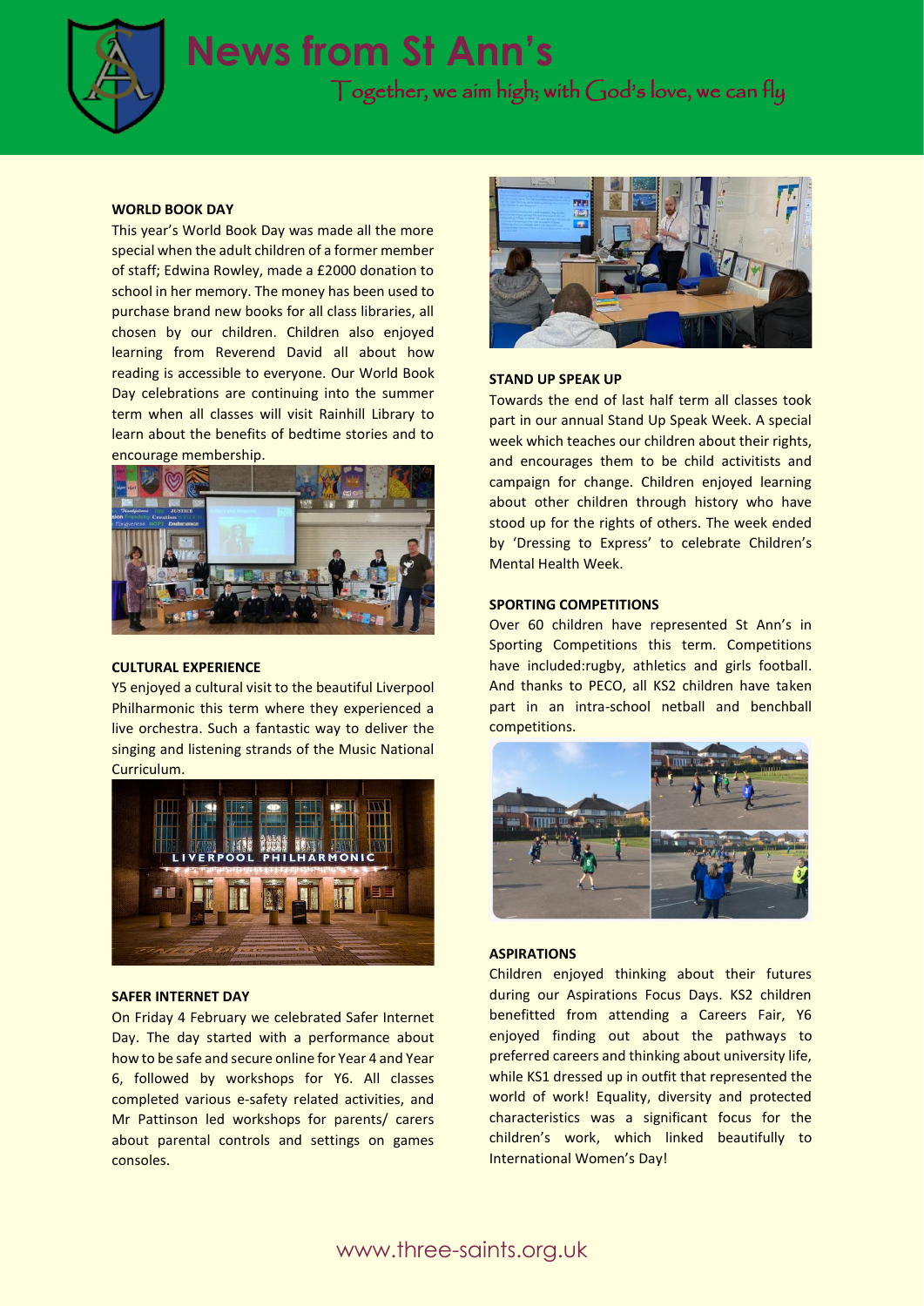# News from St Ann's

*Together, we aim high; with God's love, we can fly*

## WORLD BOOK DAY

This year's World Book Day was made all the more special when the adult children of a former member of staff; Edwina Rowley, made a £2000 donation to school in her memory. The money has been used to purchase brand new books for all class libraries, all chosen by our children. Children also enjoyed learning from Reverend David all about how reading is accessible to everyone. Our World Book Day celebrations are continuing into the summer term when all classes will visit Rainhill Library to learn about the benefits of bedtime stories and to encourage membership.

## CULTURAL EXPERIENCE

Y5 enjoyed a cultural visit to the beautiful Liverpool Philharmonic this term where they experienced a live orchestra. Such a fantastic way to deliver the singing and listening strands of the Music National Curriculum.

## SAFER INTERNET DAY

On Friday 4 February we celebrated Safer Internet Day. The day started with a performance about how to be safe and secure online for Year 4 and Year 6, followed by workshops for Y6. All classes completed various e-safety related activities, and Mr Pattinson led workshops for parents/ carers about parental controls and settings on games consoles.

## STAND UP SPEAK UP

Towards the end of last half term all classes took part in our annual Stand Up Speak Week. A special week which teaches our children about their rights, and encourages them to be child activitists and campaign for change. Children enjoyed learning about other children through history who have stood up for the rights of others. The week ended by 'Dressing to Express' to celebrate Children's Mental Health Week.

## SPORTING COMPETITIONS

Over 60 children have represented St Ann's in Sporting Competitions this term. Competitions have included:rugby, athletics and girls football. And thanks to PECO, all KS2 children have taken part in an intra-school netball and benchball competitions.

## ASPIRATIONS

Children enjoyed thinking about their futures during our Aspirations Focus Days. KS2 children benefitted from attending a Careers Fair, Y6 enjoyed finding out about the pathways to preferred careers and thinking about university life, while KS1 dressed up in outfit that represented the world of work! Equality, diversity and protected characteristics was a significant focus for the children's work, which linked beautifully to International Women's Day!

www.three-saints.org.uk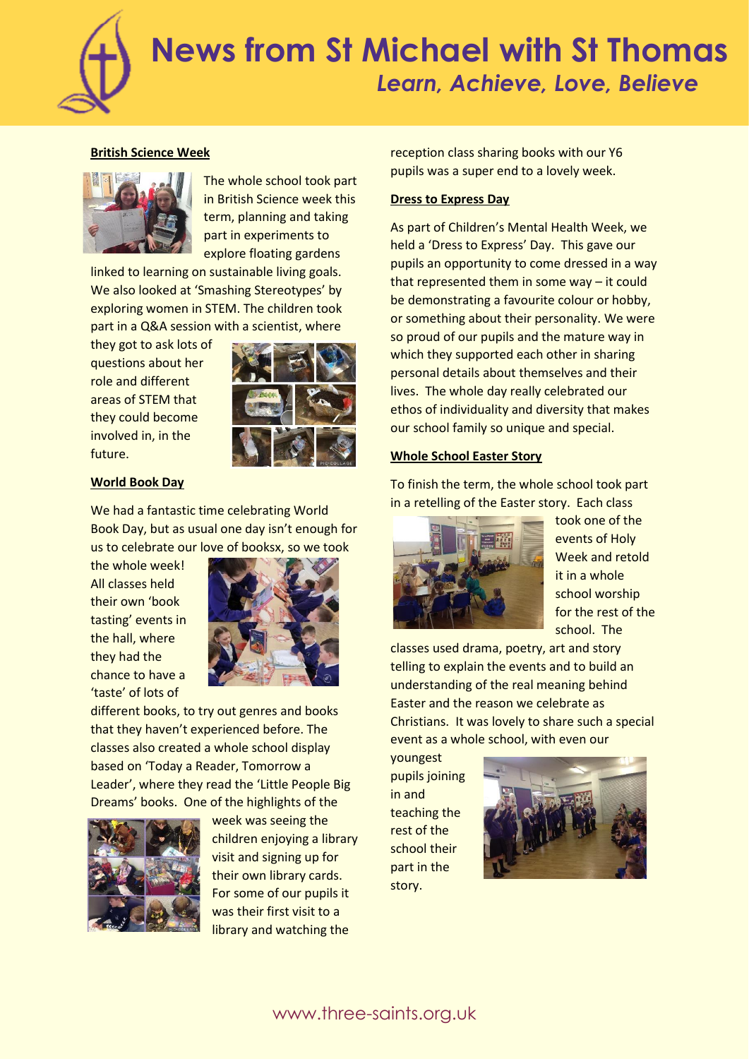# News from St Michael with St Thomas

*Learn, Achieve, Love, Believe*

**British Science Week**

The whole school took part in British Science week this term, planning and taking part in experiments to explore floating gardens linked to learning on sustainable living goals. We also looked at 'Smashing Stereotypes' by exploring women in STEM. The children took part in a Q&A session with a scientist, where they got to ask lots of questions about her role and different areas of STEM that they could become involved in, in the future.

**World Book Day**

We had a fantastic time celebrating World Book Day, but as usual one day isn't enough for us to celebrate our love of booksx, so we took the whole week! All classes held their own 'book tasting' events in the hall, where they had the chance to have a 'taste' of lots of different books, to try out genres and books that they haven't experienced before. The classes also created a whole school display based on 'Today a Reader, Tomorrow a Leader', where they read the 'Little People Big Dreams' books. One of the highlights of the week was seeing the children enjoying a library visit and signing up for their own library cards. For some of our pupils it was their first visit to a library and watching the reception class sharing books with our Y6 pupils was a super end to a lovely week.

**Dress to Express Day**

As part of Children's Mental Health Week, we held a 'Dress to Express' Day. This gave our pupils an opportunity to come dressed in a way that represented them in some way – it could be demonstrating a favourite colour or hobby, or something about their personality. We were so proud of our pupils and the mature way in which they supported each other in sharing personal details about themselves and their lives. The whole day really celebrated our ethos of individuality and diversity that makes our school family so unique and special.

**Whole School Easter Story**

To finish the term, the whole school took part in a retelling of the Easter story. Each class took one of the events of Holy Week and retold it in a whole school worship for the rest of the school. The classes used drama, poetry, art and story telling to explain the events and to build an understanding of the real meaning behind Easter and the reason we celebrate as Christians. It was lovely to share such a special event as a whole school, with even our youngest pupils joining in and teaching the rest of the school their part in the story.

www.three-saints.org.uk